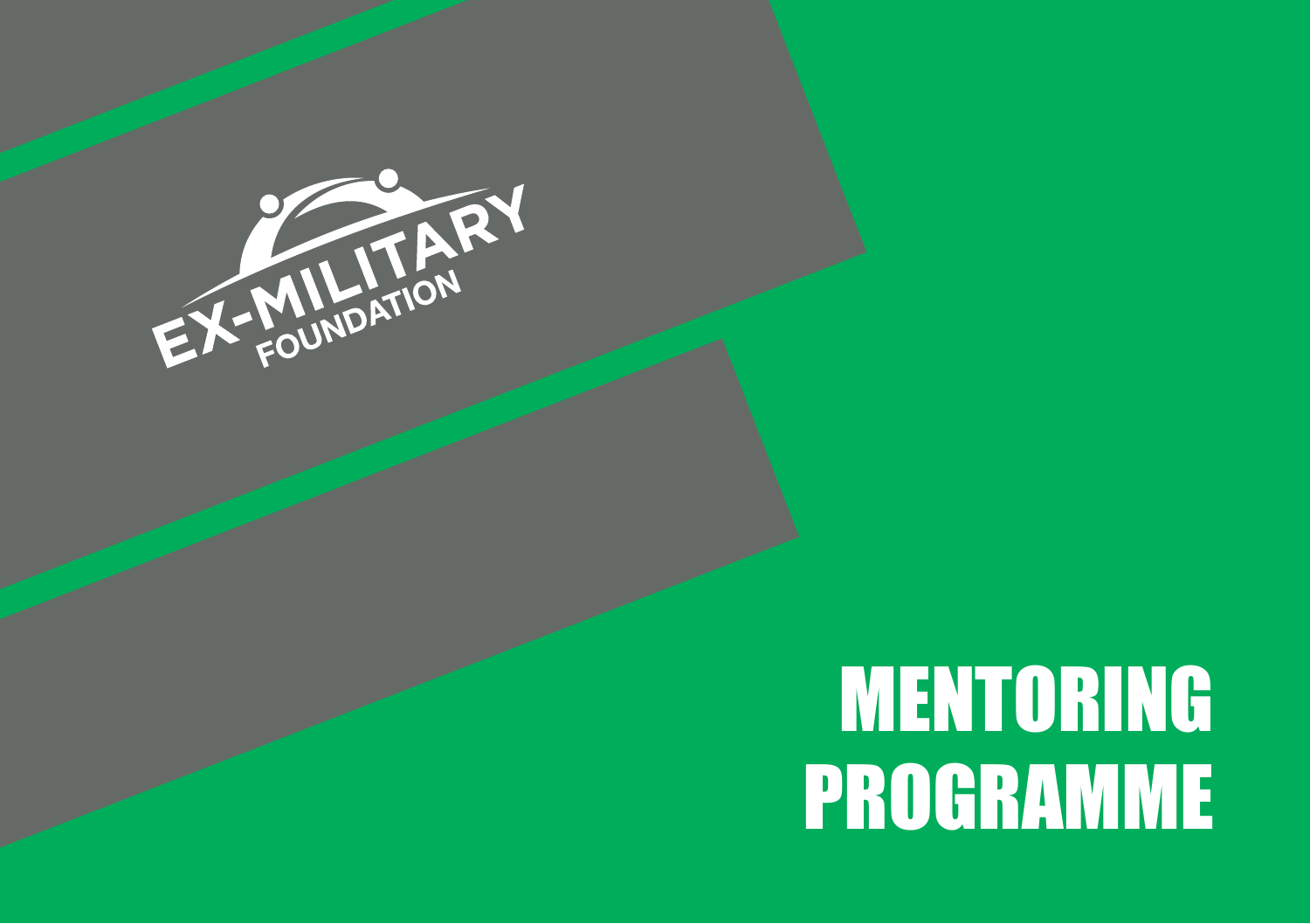EX-MILITARY FOUNDATION

# MENTORING PROGRAMME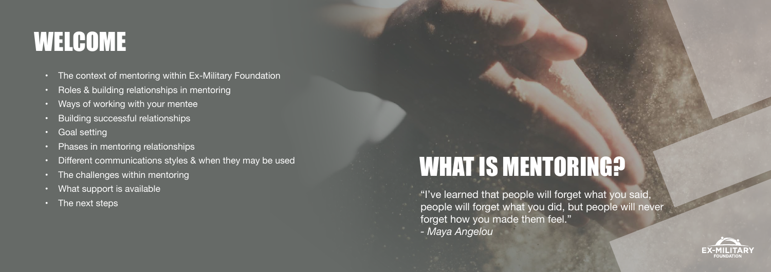# WELCOME

- The context of mentoring within Ex-Military Foundation
- Roles & building relationships in mentoring
- Ways of working with your mentee
- Building successful relationships
- Goal setting
- Phases in mentoring relationships
- Different communications styles & when they may be used
- The challenges within mentoring
- What support is available
- The next steps

# WHAT IS MENTORING?

"I've learned that people will forget what you said, people will forget what you did, but people will never forget how you made them feel."
- *Maya Angelou*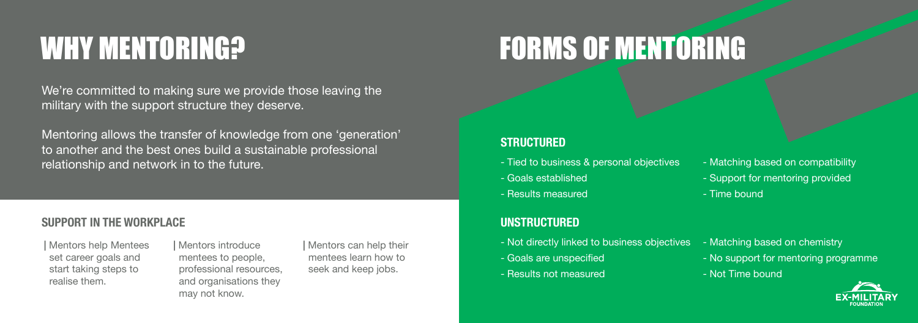# WHY MENTORING?

We're committed to making sure we provide those leaving the military with the support structure they deserve.

Mentoring allows the transfer of knowledge from one 'generation' to another and the best ones build a sustainable professional relationship and network in to the future.

## SUPPORT IN THE WORKPLACE

| Mentors help Mentees set career goals and start taking steps to realise them.

| Mentors introduce mentees to people, professional resources, and organisations they may not know.

| Mentors can help their mentees learn how to seek and keep jobs.

# FORMS OF MENTORING

## STRUCTURED

- Tied to business & personal objectives
- Goals established
- Results measured
- Matching based on compatibility
- Support for mentoring provided
- Time bound

## UNSTRUCTURED

- Not directly linked to business objectives
- Goals are unspecified
- Results not measured
- Matching based on chemistry
- No support for mentoring programme
- Not Time bound

EX-MILITARY FOUNDATION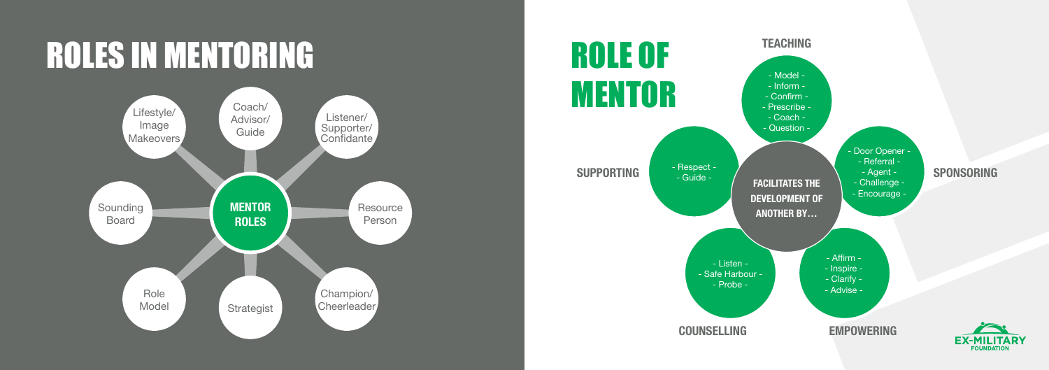# ROLES IN MENTORING

**MENTOR ROLES**

- Coach/ Advisor/ Guide
- Listener/ Supporter/ Confidante
- Resource Person
- Champion/ Cheerleader
- Strategist
- Role Model
- Sounding Board
- Lifestyle/ Image Makeovers

# ROLE OF MENTOR

**FACILITATES THE DEVELOPMENT OF ANOTHER BY…**

**TEACHING**

- Model -
- Inform -
- Confirm -
- Prescribe -
- Coach -
- Question -

**SPONSORING**

- Door Opener -
- Referral -
- Agent -
- Challenge -
- Encourage -

**EMPOWERING**

- Affirm -
- Inspire -
- Clarify -
- Advise -

**COUNSELLING**

- Listen -
- Safe Harbour -
- Probe -

**SUPPORTING**

- Respect -
- Guide -

EX-MILITARY FOUNDATION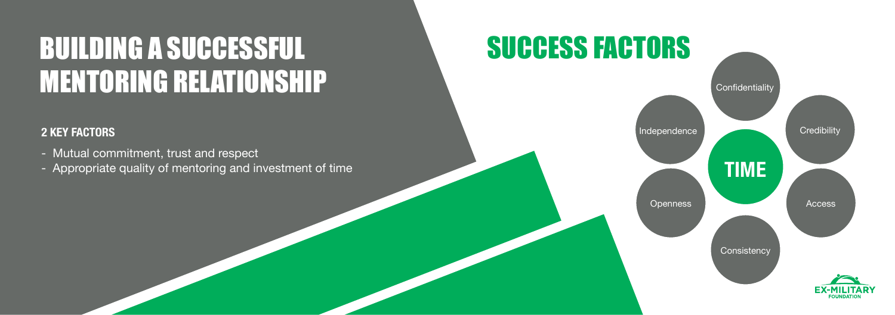# BUILDING A SUCCESSFUL MENTORING RELATIONSHIP

**2 KEY FACTORS**

- Mutual commitment, trust and respect
- Appropriate quality of mentoring and investment of time

# SUCCESS FACTORS

**TIME**

- Confidentiality
- Credibility
- Access
- Consistency
- Openness
- Independence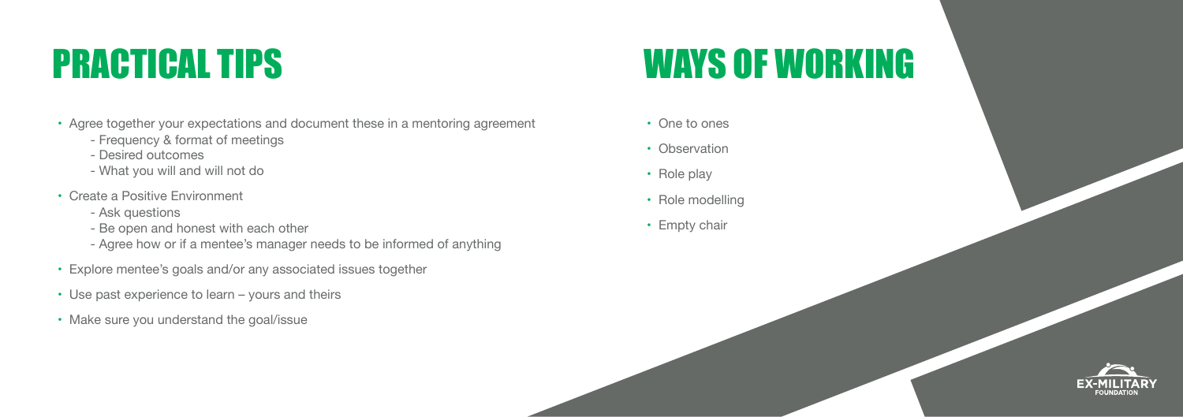# PRACTICAL TIPS

- Agree together your expectations and document these in a mentoring agreement
  - Frequency & format of meetings
  - Desired outcomes
  - What you will and will not do
- Create a Positive Environment
  - Ask questions
  - Be open and honest with each other
  - Agree how or if a mentee's manager needs to be informed of anything
- Explore mentee's goals and/or any associated issues together
- Use past experience to learn – yours and theirs
- Make sure you understand the goal/issue

# WAYS OF WORKING

- One to ones
- Observation
- Role play
- Role modelling
- Empty chair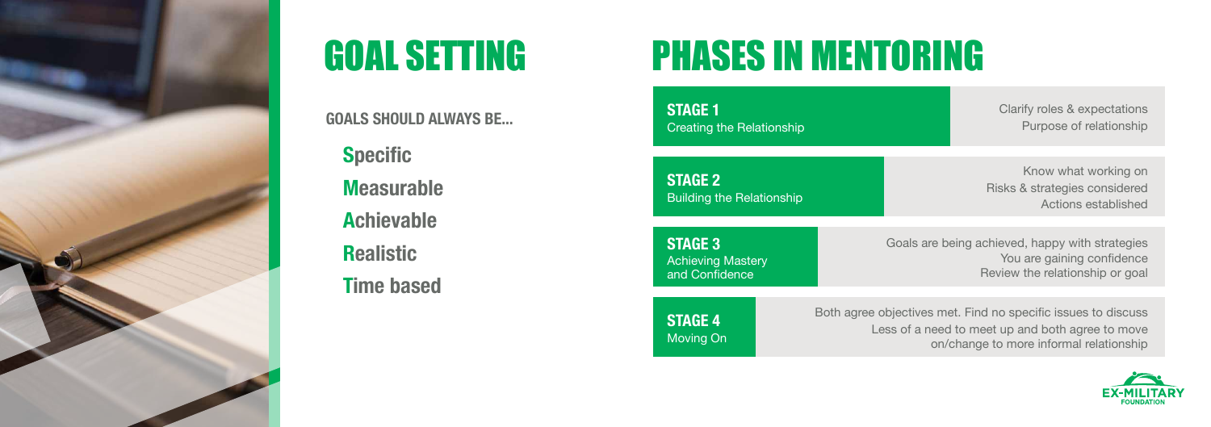# GOAL SETTING

**GOALS SHOULD ALWAYS BE...**

- **S**pecific
- **M**easurable
- **A**chievable
- **R**ealistic
- **T**ime based

# PHASES IN MENTORING

| Stage | Description |
| --- | --- |
| **STAGE 1** Creating the Relationship | Clarify roles & expectations<br>Purpose of relationship |
| **STAGE 2** Building the Relationship | Know what working on<br>Risks & strategies considered<br>Actions established |
| **STAGE 3** Achieving Mastery and Confidence | Goals are being achieved, happy with strategies<br>You are gaining confidence<br>Review the relationship or goal |
| **STAGE 4** Moving On | Both agree objectives met. Find no specific issues to discuss<br>Less of a need to meet up and both agree to move on/change to more informal relationship |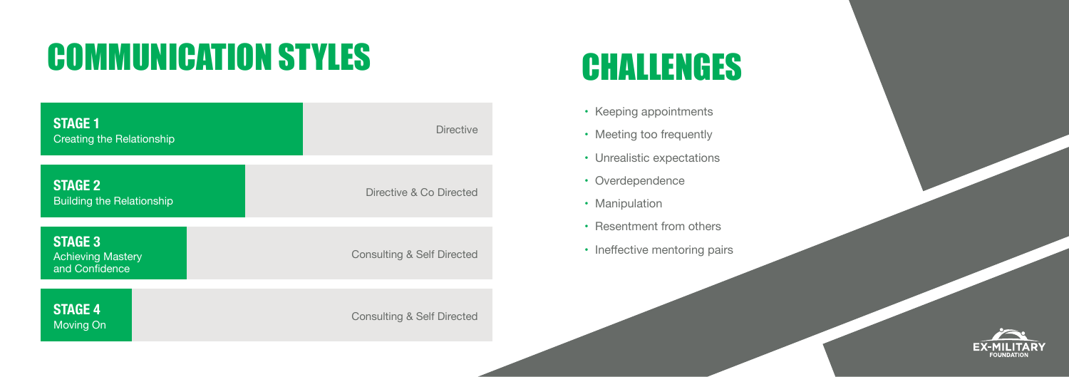# COMMUNICATION STYLES

| Stage | Style |
| --- | --- |
| **STAGE 1** Creating the Relationship | Directive |
| **STAGE 2** Building the Relationship | Directive & Co Directed |
| **STAGE 3** Achieving Mastery and Confidence | Consulting & Self Directed |
| **STAGE 4** Moving On | Consulting & Self Directed |

# CHALLENGES

- Keeping appointments
- Meeting too frequently
- Unrealistic expectations
- Overdependence
- Manipulation
- Resentment from others
- Ineffective mentoring pairs

EX-MILITARY FOUNDATION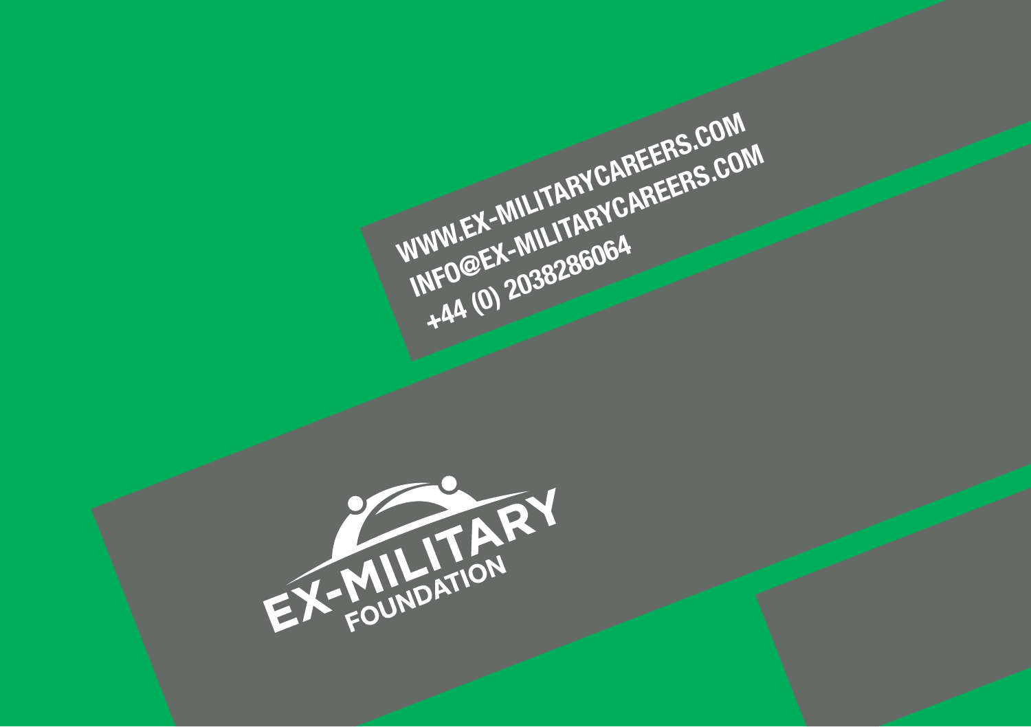WWW.EX-MILITARYCAREERS.COM
INFO@EX-MILITARYCAREERS.COM
+44 (0) 2038286064

EX-MILITARY
FOUNDATION